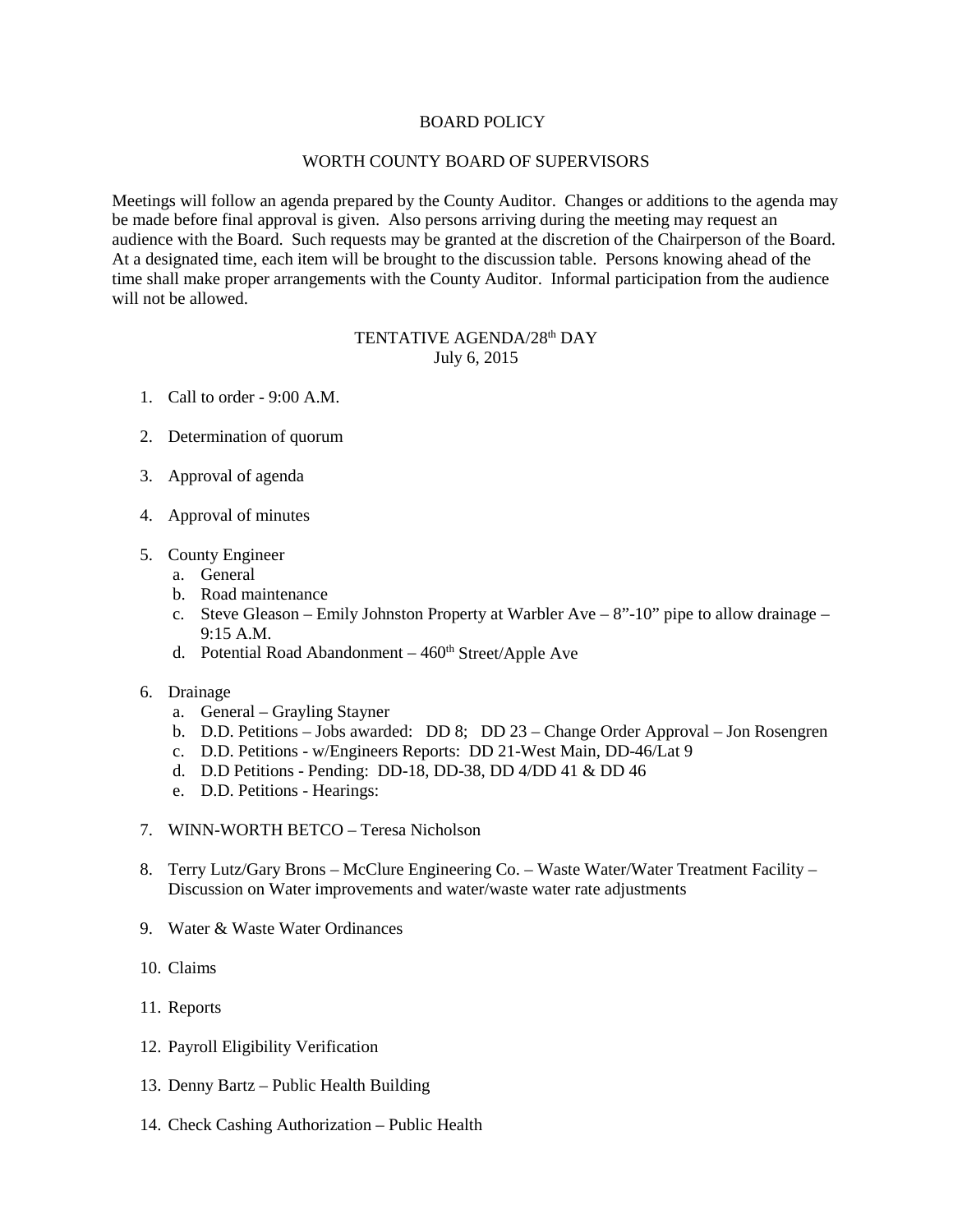# BOARD POLICY

## WORTH COUNTY BOARD OF SUPERVISORS

Meetings will follow an agenda prepared by the County Auditor. Changes or additions to the agenda may be made before final approval is given. Also persons arriving during the meeting may request an audience with the Board. Such requests may be granted at the discretion of the Chairperson of the Board. At a designated time, each item will be brought to the discussion table. Persons knowing ahead of the time shall make proper arrangements with the County Auditor. Informal participation from the audience will not be allowed.

### TENTATIVE AGENDA/28th DAY
July 6, 2015

1. Call to order - 9:00 A.M.

2. Determination of quorum

3. Approval of agenda

4. Approval of minutes

5. County Engineer
   a. General
   b. Road maintenance
   c. Steve Gleason – Emily Johnston Property at Warbler Ave – 8"-10" pipe to allow drainage – 9:15 A.M.
   d. Potential Road Abandonment – 460th Street/Apple Ave

6. Drainage
   a. General – Grayling Stayner
   b. D.D. Petitions – Jobs awarded: DD 8; DD 23 – Change Order Approval – Jon Rosengren
   c. D.D. Petitions - w/Engineers Reports: DD 21-West Main, DD-46/Lat 9
   d. D.D Petitions - Pending: DD-18, DD-38, DD 4/DD 41 & DD 46
   e. D.D. Petitions - Hearings:

7. WINN-WORTH BETCO – Teresa Nicholson

8. Terry Lutz/Gary Brons – McClure Engineering Co. – Waste Water/Water Treatment Facility – Discussion on Water improvements and water/waste water rate adjustments

9. Water & Waste Water Ordinances

10. Claims

11. Reports

12. Payroll Eligibility Verification

13. Denny Bartz – Public Health Building

14. Check Cashing Authorization – Public Health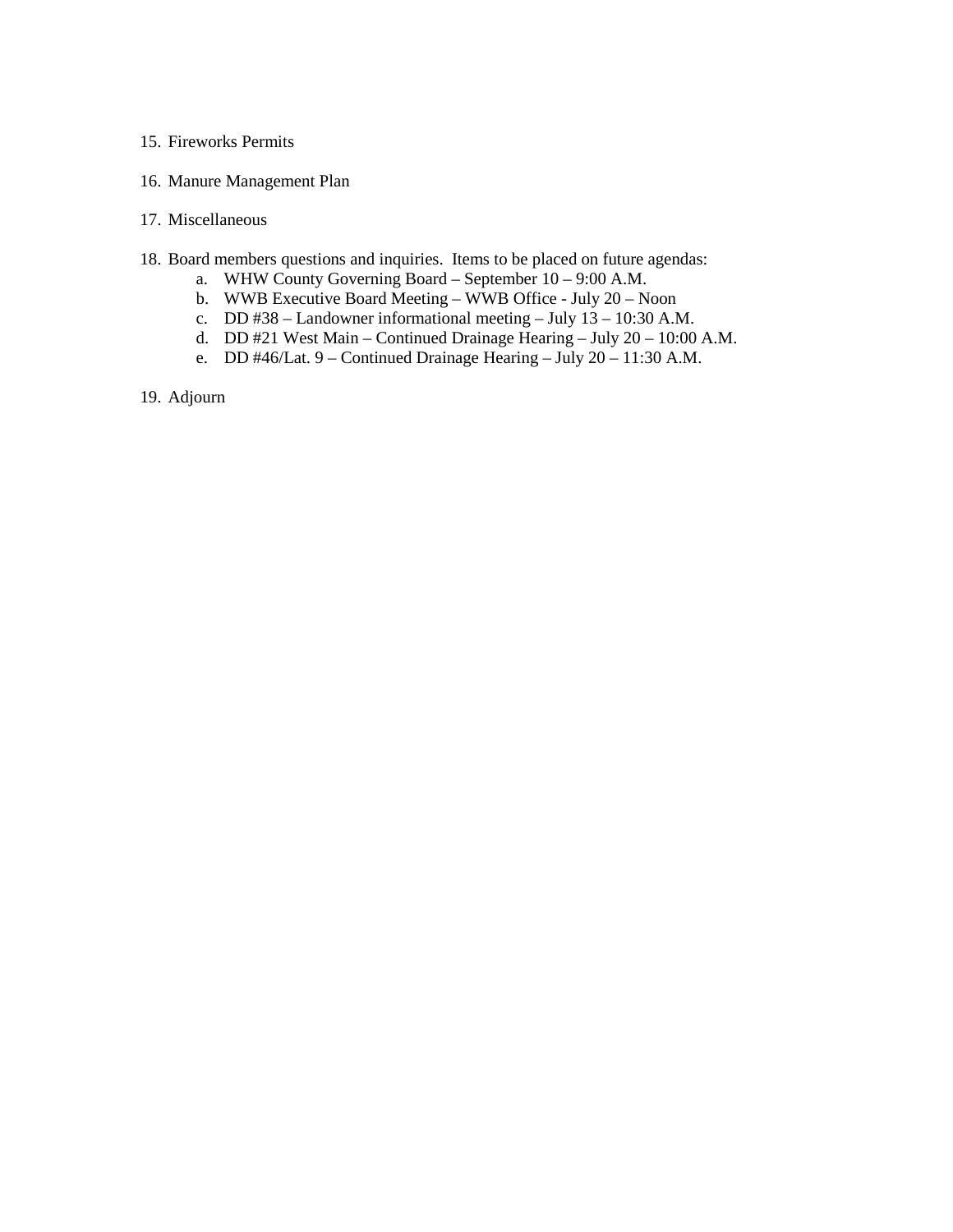15. Fireworks Permits

16. Manure Management Plan

17. Miscellaneous

18. Board members questions and inquiries. Items to be placed on future agendas:
    a. WHW County Governing Board – September 10 – 9:00 A.M.
    b. WWB Executive Board Meeting – WWB Office - July 20 – Noon
    c. DD #38 – Landowner informational meeting – July 13 – 10:30 A.M.
    d. DD #21 West Main – Continued Drainage Hearing – July 20 – 10:00 A.M.
    e. DD #46/Lat. 9 – Continued Drainage Hearing – July 20 – 11:30 A.M.

19. Adjourn